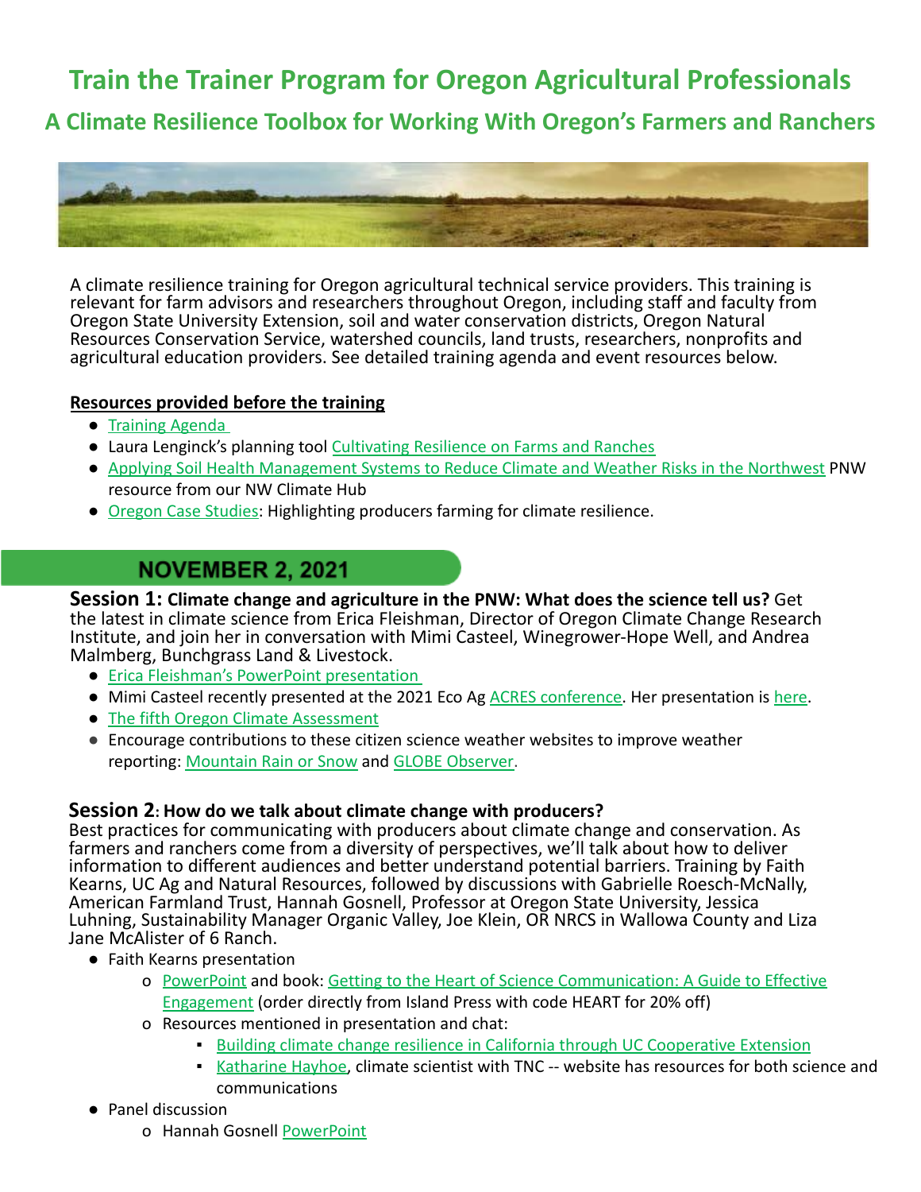# Train the Trainer Program for Oregon Agricultural Professionals

## A Climate Resilience Toolbox for Working With Oregon's Farmers and Ranchers

A climate resilience training for Oregon agricultural technical service providers. This training is relevant for farm advisors and researchers throughout Oregon, including staff and faculty from Oregon State University Extension, soil and water conservation districts, Oregon Natural Resources Conservation Service, watershed councils, land trusts, researchers, nonprofits and agricultural education providers. See detailed training agenda and event resources below.

**Resources provided before the training**

- Training Agenda
- Laura Lenginck's planning tool Cultivating Resilience on Farms and Ranches
- Applying Soil Health Management Systems to Reduce Climate and Weather Risks in the Northwest PNW resource from our NW Climate Hub
- Oregon Case Studies: Highlighting producers farming for climate resilience.

## NOVEMBER 2, 2021

**Session 1: Climate change and agriculture in the PNW: What does the science tell us?** Get the latest in climate science from Erica Fleishman, Director of Oregon Climate Change Research Institute, and join her in conversation with Mimi Casteel, Winegrower-Hope Well, and Andrea Malmberg, Bunchgrass Land & Livestock.

- Erica Fleishman's PowerPoint presentation
- Mimi Casteel recently presented at the 2021 Eco Ag ACRES conference. Her presentation is here.
- The fifth Oregon Climate Assessment
- Encourage contributions to these citizen science weather websites to improve weather reporting: Mountain Rain or Snow and GLOBE Observer.

**Session 2: How do we talk about climate change with producers?**
Best practices for communicating with producers about climate change and conservation. As farmers and ranchers come from a diversity of perspectives, we'll talk about how to deliver information to different audiences and better understand potential barriers. Training by Faith Kearns, UC Ag and Natural Resources, followed by discussions with Gabrielle Roesch-McNally, American Farmland Trust, Hannah Gosnell, Professor at Oregon State University, Jessica Luhning, Sustainability Manager Organic Valley, Joe Klein, OR NRCS in Wallowa County and Liza Jane McAlister of 6 Ranch.

- Faith Kearns presentation
  - PowerPoint and book: Getting to the Heart of Science Communication: A Guide to Effective Engagement (order directly from Island Press with code HEART for 20% off)
  - Resources mentioned in presentation and chat:
    - Building climate change resilience in California through UC Cooperative Extension
    - Katharine Hayhoe, climate scientist with TNC -- website has resources for both science and communications
- Panel discussion
  - Hannah Gosnell PowerPoint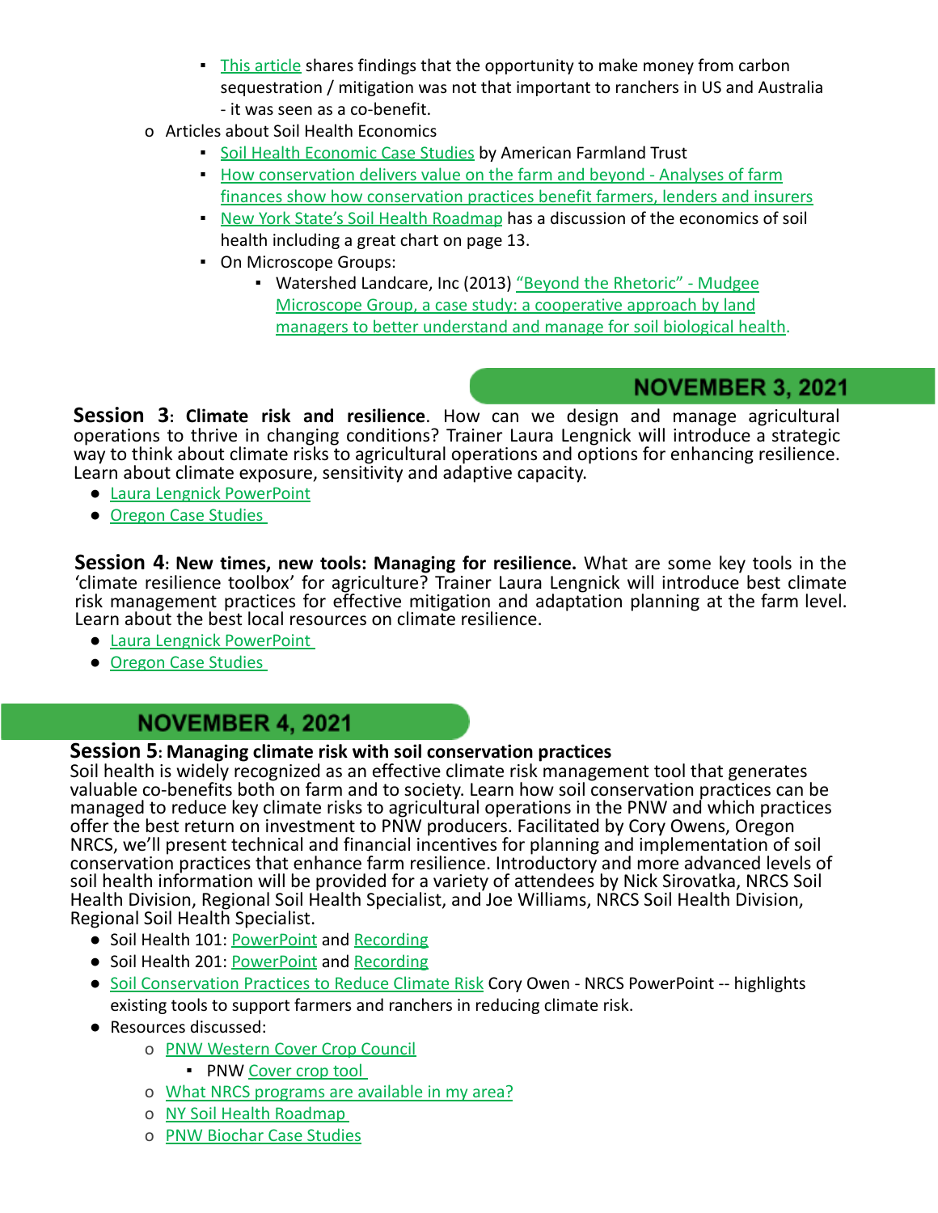- This article shares findings that the opportunity to make money from carbon sequestration / mitigation was not that important to ranchers in US and Australia - it was seen as a co-benefit.
- Articles about Soil Health Economics
  - Soil Health Economic Case Studies by American Farmland Trust
  - How conservation delivers value on the farm and beyond - Analyses of farm finances show how conservation practices benefit farmers, lenders and insurers
  - New York State's Soil Health Roadmap has a discussion of the economics of soil health including a great chart on page 13.
  - On Microscope Groups:
    - Watershed Landcare, Inc (2013) "Beyond the Rhetoric" - Mudgee Microscope Group, a case study: a cooperative approach by land managers to better understand and manage for soil biological health.

## NOVEMBER 3, 2021

**Session 3: Climate risk and resilience**. How can we design and manage agricultural operations to thrive in changing conditions? Trainer Laura Lengnick will introduce a strategic way to think about climate risks to agricultural operations and options for enhancing resilience. Learn about climate exposure, sensitivity and adaptive capacity.

- Laura Lengnick PowerPoint
- Oregon Case Studies

**Session 4: New times, new tools: Managing for resilience.** What are some key tools in the 'climate resilience toolbox' for agriculture? Trainer Laura Lengnick will introduce best climate risk management practices for effective mitigation and adaptation planning at the farm level. Learn about the best local resources on climate resilience.

- Laura Lengnick PowerPoint
- Oregon Case Studies

## NOVEMBER 4, 2021

**Session 5: Managing climate risk with soil conservation practices**

Soil health is widely recognized as an effective climate risk management tool that generates valuable co-benefits both on farm and to society. Learn how soil conservation practices can be managed to reduce key climate risks to agricultural operations in the PNW and which practices offer the best return on investment to PNW producers. Facilitated by Cory Owens, Oregon NRCS, we'll present technical and financial incentives for planning and implementation of soil conservation practices that enhance farm resilience. Introductory and more advanced levels of soil health information will be provided for a variety of attendees by Nick Sirovatka, NRCS Soil Health Division, Regional Soil Health Specialist, and Joe Williams, NRCS Soil Health Division, Regional Soil Health Specialist.

- Soil Health 101: PowerPoint and Recording
- Soil Health 201: PowerPoint and Recording
- Soil Conservation Practices to Reduce Climate Risk Cory Owen - NRCS PowerPoint -- highlights existing tools to support farmers and ranchers in reducing climate risk.
- Resources discussed:
  - PNW Western Cover Crop Council
    - PNW Cover crop tool
  - What NRCS programs are available in my area?
  - NY Soil Health Roadmap
  - PNW Biochar Case Studies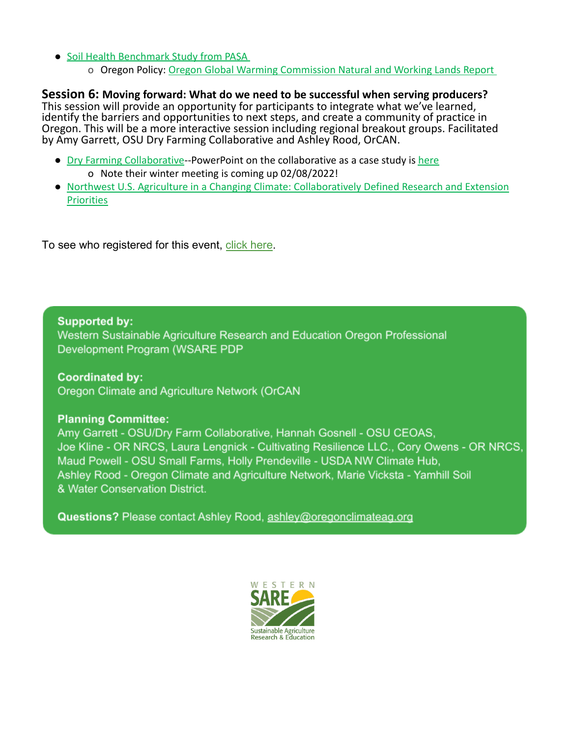- Soil Health Benchmark Study from PASA
    - Oregon Policy: Oregon Global Warming Commission Natural and Working Lands Report

**Session 6: Moving forward: What do we need to be successful when serving producers?**
This session will provide an opportunity for participants to integrate what we've learned, identify the barriers and opportunities to next steps, and create a community of practice in Oregon. This will be a more interactive session including regional breakout groups. Facilitated by Amy Garrett, OSU Dry Farming Collaborative and Ashley Rood, OrCAN.

- Dry Farming Collaborative--PowerPoint on the collaborative as a case study is here
    - Note their winter meeting is coming up 02/08/2022!
- Northwest U.S. Agriculture in a Changing Climate: Collaboratively Defined Research and Extension Priorities

To see who registered for this event, click here.

**Supported by:**
Western Sustainable Agriculture Research and Education Oregon Professional Development Program (WSARE PDP

**Coordinated by:**
Oregon Climate and Agriculture Network (OrCAN

**Planning Committee:**
Amy Garrett - OSU/Dry Farm Collaborative, Hannah Gosnell - OSU CEOAS, Joe Kline - OR NRCS, Laura Lengnick - Cultivating Resilience LLC., Cory Owens - OR NRCS, Maud Powell - OSU Small Farms, Holly Prendeville - USDA NW Climate Hub, Ashley Rood - Oregon Climate and Agriculture Network, Marie Vicksta - Yamhill Soil & Water Conservation District.

**Questions?** Please contact Ashley Rood, ashley@oregonclimateag.org

WESTERN SARE
Sustainable Agriculture Research & Education